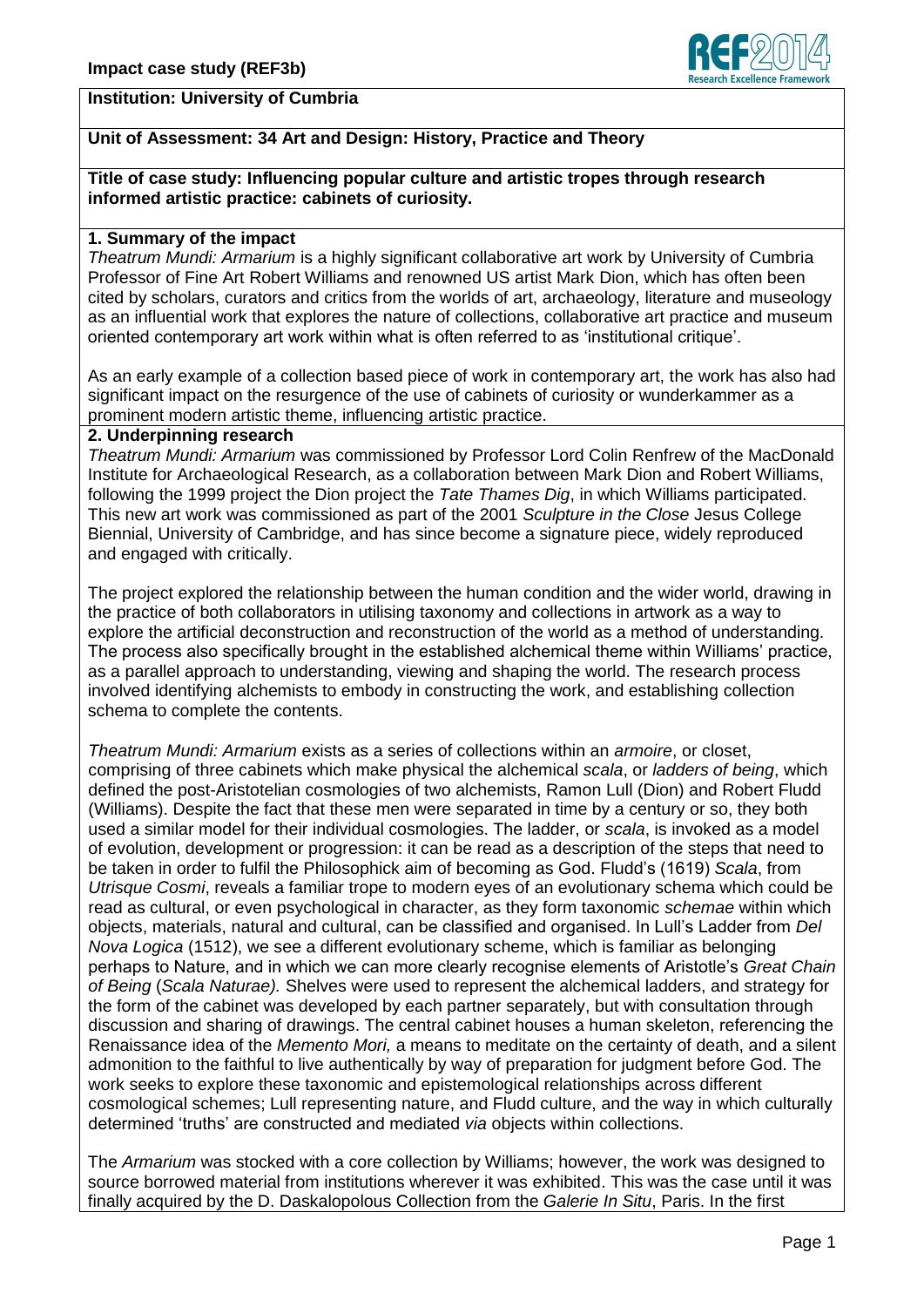**Institution: University of Cumbria**

**Unit of Assessment: 34 Art and Design: History, Practice and Theory**

**Title of case study: Influencing popular culture and artistic tropes through research informed artistic practice: cabinets of curiosity.**

## 1. Summary of the impact

*Theatrum Mundi: Armarium* is a highly significant collaborative art work by University of Cumbria Professor of Fine Art Robert Williams and renowned US artist Mark Dion, which has often been cited by scholars, curators and critics from the worlds of art, archaeology, literature and museology as an influential work that explores the nature of collections, collaborative art practice and museum oriented contemporary art work within what is often referred to as 'institutional critique'.

As an early example of a collection based piece of work in contemporary art, the work has also had significant impact on the resurgence of the use of cabinets of curiosity or wunderkammer as a prominent modern artistic theme, influencing artistic practice.

## 2. Underpinning research

*Theatrum Mundi: Armarium* was commissioned by Professor Lord Colin Renfrew of the MacDonald Institute for Archaeological Research, as a collaboration between Mark Dion and Robert Williams, following the 1999 project the Dion project the *Tate Thames Dig*, in which Williams participated. This new art work was commissioned as part of the 2001 *Sculpture in the Close* Jesus College Biennial, University of Cambridge, and has since become a signature piece, widely reproduced and engaged with critically.

The project explored the relationship between the human condition and the wider world, drawing in the practice of both collaborators in utilising taxonomy and collections in artwork as a way to explore the artificial deconstruction and reconstruction of the world as a method of understanding. The process also specifically brought in the established alchemical theme within Williams' practice, as a parallel approach to understanding, viewing and shaping the world. The research process involved identifying alchemists to embody in constructing the work, and establishing collection schema to complete the contents.

*Theatrum Mundi: Armarium* exists as a series of collections within an *armoire*, or closet, comprising of three cabinets which make physical the alchemical *scala*, or *ladders of being*, which defined the post-Aristotelian cosmologies of two alchemists, Ramon Lull (Dion) and Robert Fludd (Williams). Despite the fact that these men were separated in time by a century or so, they both used a similar model for their individual cosmologies. The ladder, or *scala*, is invoked as a model of evolution, development or progression: it can be read as a description of the steps that need to be taken in order to fulfil the Philosophick aim of becoming as God. Fludd's (1619) *Scala*, from *Utrisque Cosmi*, reveals a familiar trope to modern eyes of an evolutionary schema which could be read as cultural, or even psychological in character, as they form taxonomic *schemae* within which objects, materials, natural and cultural, can be classified and organised. In Lull's Ladder from *Del Nova Logica* (1512), we see a different evolutionary scheme, which is familiar as belonging perhaps to Nature, and in which we can more clearly recognise elements of Aristotle's *Great Chain of Being* (*Scala Naturae).* Shelves were used to represent the alchemical ladders, and strategy for the form of the cabinet was developed by each partner separately, but with consultation through discussion and sharing of drawings. The central cabinet houses a human skeleton, referencing the Renaissance idea of the *Memento Mori,* a means to meditate on the certainty of death, and a silent admonition to the faithful to live authentically by way of preparation for judgment before God. The work seeks to explore these taxonomic and epistemological relationships across different cosmological schemes; Lull representing nature, and Fludd culture, and the way in which culturally determined 'truths' are constructed and mediated *via* objects within collections.

The *Armarium* was stocked with a core collection by Williams; however, the work was designed to source borrowed material from institutions wherever it was exhibited. This was the case until it was finally acquired by the D. Daskalopolous Collection from the *Galerie In Situ*, Paris. In the first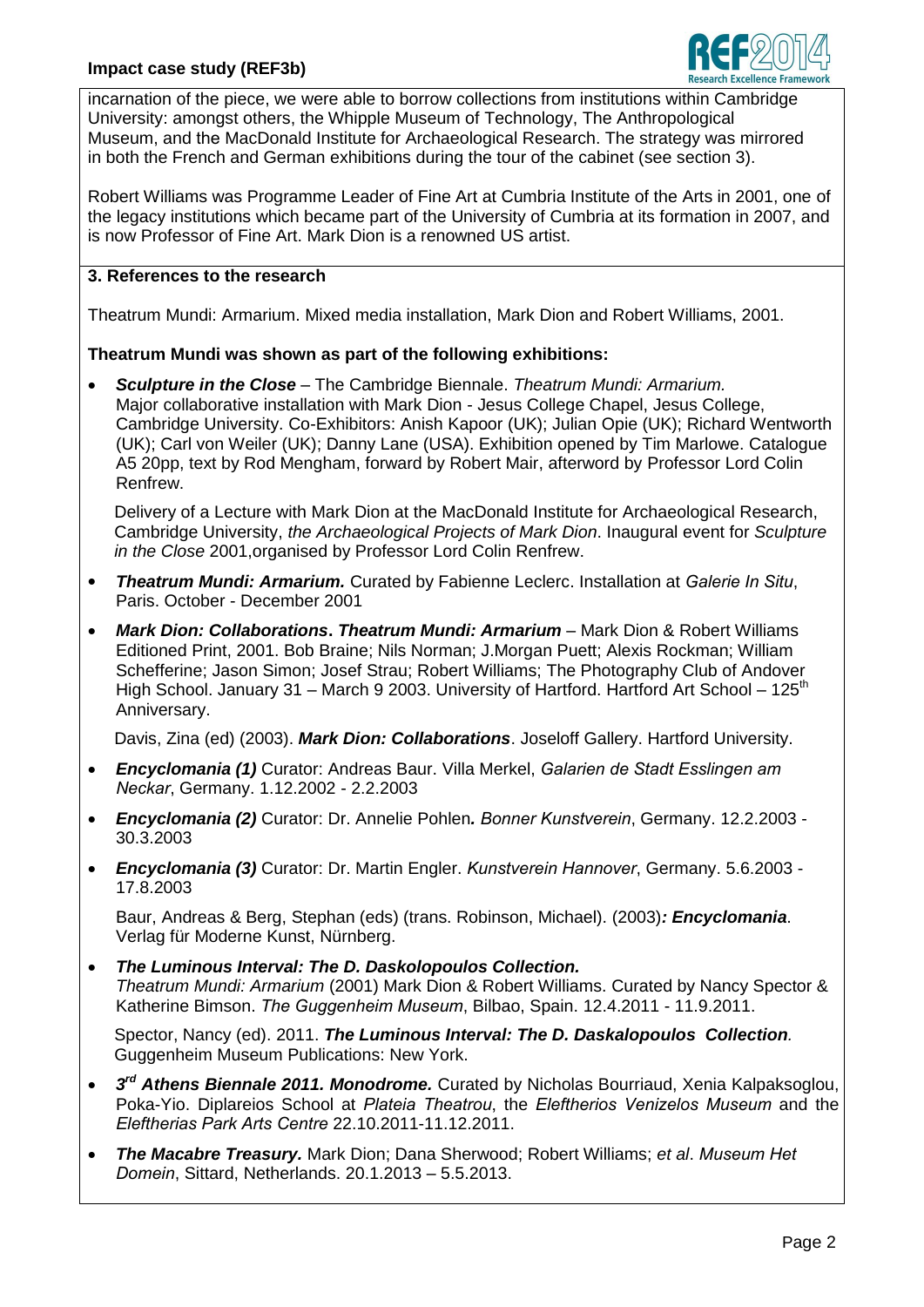incarnation of the piece, we were able to borrow collections from institutions within Cambridge University: amongst others, the Whipple Museum of Technology, The Anthropological Museum, and the MacDonald Institute for Archaeological Research. The strategy was mirrored in both the French and German exhibitions during the tour of the cabinet (see section 3).

Robert Williams was Programme Leader of Fine Art at Cumbria Institute of the Arts in 2001, one of the legacy institutions which became part of the University of Cumbria at its formation in 2007, and is now Professor of Fine Art. Mark Dion is a renowned US artist.

### 3. References to the research

Theatrum Mundi: Armarium. Mixed media installation, Mark Dion and Robert Williams, 2001.

**Theatrum Mundi was shown as part of the following exhibitions:**

- ***Sculpture in the Close*** – The Cambridge Biennale. *Theatrum Mundi: Armarium.* Major collaborative installation with Mark Dion - Jesus College Chapel, Jesus College, Cambridge University. Co-Exhibitors: Anish Kapoor (UK); Julian Opie (UK); Richard Wentworth (UK); Carl von Weiler (UK); Danny Lane (USA). Exhibition opened by Tim Marlowe. Catalogue A5 20pp, text by Rod Mengham, forward by Robert Mair, afterword by Professor Lord Colin Renfrew.

  Delivery of a Lecture with Mark Dion at the MacDonald Institute for Archaeological Research, Cambridge University, *the Archaeological Projects of Mark Dion*. Inaugural event for *Sculpture in the Close* 2001,organised by Professor Lord Colin Renfrew.

- ***Theatrum Mundi: Armarium.*** Curated by Fabienne Leclerc. Installation at *Galerie In Situ*, Paris. October - December 2001

- ***Mark Dion: Collaborations*. *Theatrum Mundi: Armarium*** – Mark Dion & Robert Williams Editioned Print, 2001. Bob Braine; Nils Norman; J.Morgan Puett; Alexis Rockman; William Schefferine; Jason Simon; Josef Strau; Robert Williams; The Photography Club of Andover High School. January 31 – March 9 2003. University of Hartford. Hartford Art School – 125th Anniversary.

  Davis, Zina (ed) (2003). ***Mark Dion: Collaborations***. Joseloff Gallery. Hartford University.

- ***Encyclomania (1)*** Curator: Andreas Baur. Villa Merkel, *Galarien de Stadt Esslingen am Neckar*, Germany. 1.12.2002 - 2.2.2003

- ***Encyclomania (2)*** Curator: Dr. Annelie Pohlen*. Bonner Kunstverein*, Germany. 12.2.2003 - 30.3.2003

- ***Encyclomania (3)*** Curator: Dr. Martin Engler. *Kunstverein Hannover*, Germany. 5.6.2003 - 17.8.2003

  Baur, Andreas & Berg, Stephan (eds) (trans. Robinson, Michael). (2003)***: Encyclomania***. Verlag für Moderne Kunst, Nürnberg.

- ***The Luminous Interval: The D. Daskolopoulos Collection.*** *Theatrum Mundi: Armarium* (2001) Mark Dion & Robert Williams. Curated by Nancy Spector & Katherine Bimson. *The Guggenheim Museum*, Bilbao, Spain. 12.4.2011 - 11.9.2011.

  Spector, Nancy (ed). 2011. ***The Luminous Interval: The D. Daskalopoulos Collection****.* Guggenheim Museum Publications: New York.

- ***3rd Athens Biennale 2011. Monodrome.*** Curated by Nicholas Bourriaud, Xenia Kalpaksoglou, Poka-Yio. Diplareios School at *Plateia Theatrou*, the *Eleftherios Venizelos Museum* and the *Eleftherias Park Arts Centre* 22.10.2011-11.12.2011.

- ***The Macabre Treasury.*** Mark Dion; Dana Sherwood; Robert Williams; *et al*. *Museum Het Domein*, Sittard, Netherlands. 20.1.2013 – 5.5.2013.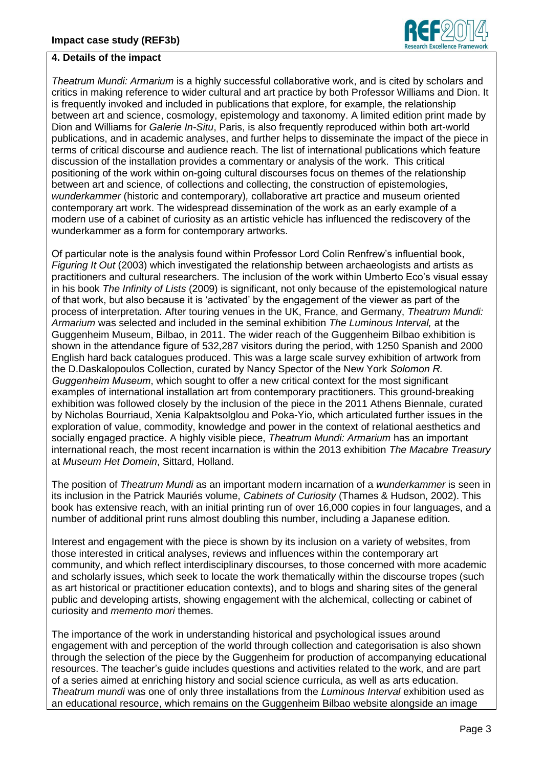## 4. Details of the impact

*Theatrum Mundi: Armarium* is a highly successful collaborative work, and is cited by scholars and critics in making reference to wider cultural and art practice by both Professor Williams and Dion. It is frequently invoked and included in publications that explore, for example, the relationship between art and science, cosmology, epistemology and taxonomy. A limited edition print made by Dion and Williams for *Galerie In-Situ*, Paris, is also frequently reproduced within both art-world publications, and in academic analyses, and further helps to disseminate the impact of the piece in terms of critical discourse and audience reach. The list of international publications which feature discussion of the installation provides a commentary or analysis of the work. This critical positioning of the work within on-going cultural discourses focus on themes of the relationship between art and science, of collections and collecting, the construction of epistemologies, *wunderkammer* (historic and contemporary), collaborative art practice and museum oriented contemporary art work. The widespread dissemination of the work as an early example of a modern use of a cabinet of curiosity as an artistic vehicle has influenced the rediscovery of the wunderkammer as a form for contemporary artworks.

Of particular note is the analysis found within Professor Lord Colin Renfrew's influential book, *Figuring It Out* (2003) which investigated the relationship between archaeologists and artists as practitioners and cultural researchers. The inclusion of the work within Umberto Eco's visual essay in his book *The Infinity of Lists* (2009) is significant, not only because of the epistemological nature of that work, but also because it is 'activated' by the engagement of the viewer as part of the process of interpretation. After touring venues in the UK, France, and Germany, *Theatrum Mundi: Armarium* was selected and included in the seminal exhibition *The Luminous Interval,* at the Guggenheim Museum, Bilbao, in 2011. The wider reach of the Guggenheim Bilbao exhibition is shown in the attendance figure of 532,287 visitors during the period, with 1250 Spanish and 2000 English hard back catalogues produced. This was a large scale survey exhibition of artwork from the D.Daskalopoulos Collection, curated by Nancy Spector of the New York *Solomon R. Guggenheim Museum*, which sought to offer a new critical context for the most significant examples of international installation art from contemporary practitioners. This ground-breaking exhibition was followed closely by the inclusion of the piece in the 2011 Athens Biennale, curated by Nicholas Bourriaud, Xenia Kalpaktsolglou and Poka-Yio, which articulated further issues in the exploration of value, commodity, knowledge and power in the context of relational aesthetics and socially engaged practice. A highly visible piece, *Theatrum Mundi: Armarium* has an important international reach, the most recent incarnation is within the 2013 exhibition *The Macabre Treasury* at *Museum Het Domein*, Sittard, Holland.

The position of *Theatrum Mundi* as an important modern incarnation of a *wunderkammer* is seen in its inclusion in the Patrick Mauriés volume, *Cabinets of Curiosity* (Thames & Hudson, 2002). This book has extensive reach, with an initial printing run of over 16,000 copies in four languages, and a number of additional print runs almost doubling this number, including a Japanese edition.

Interest and engagement with the piece is shown by its inclusion on a variety of websites, from those interested in critical analyses, reviews and influences within the contemporary art community, and which reflect interdisciplinary discourses, to those concerned with more academic and scholarly issues, which seek to locate the work thematically within the discourse tropes (such as art historical or practitioner education contexts), and to blogs and sharing sites of the general public and developing artists, showing engagement with the alchemical, collecting or cabinet of curiosity and *memento mori* themes.

The importance of the work in understanding historical and psychological issues around engagement with and perception of the world through collection and categorisation is also shown through the selection of the piece by the Guggenheim for production of accompanying educational resources. The teacher's guide includes questions and activities related to the work, and are part of a series aimed at enriching history and social science curricula, as well as arts education. *Theatrum mundi* was one of only three installations from the *Luminous Interval* exhibition used as an educational resource, which remains on the Guggenheim Bilbao website alongside an image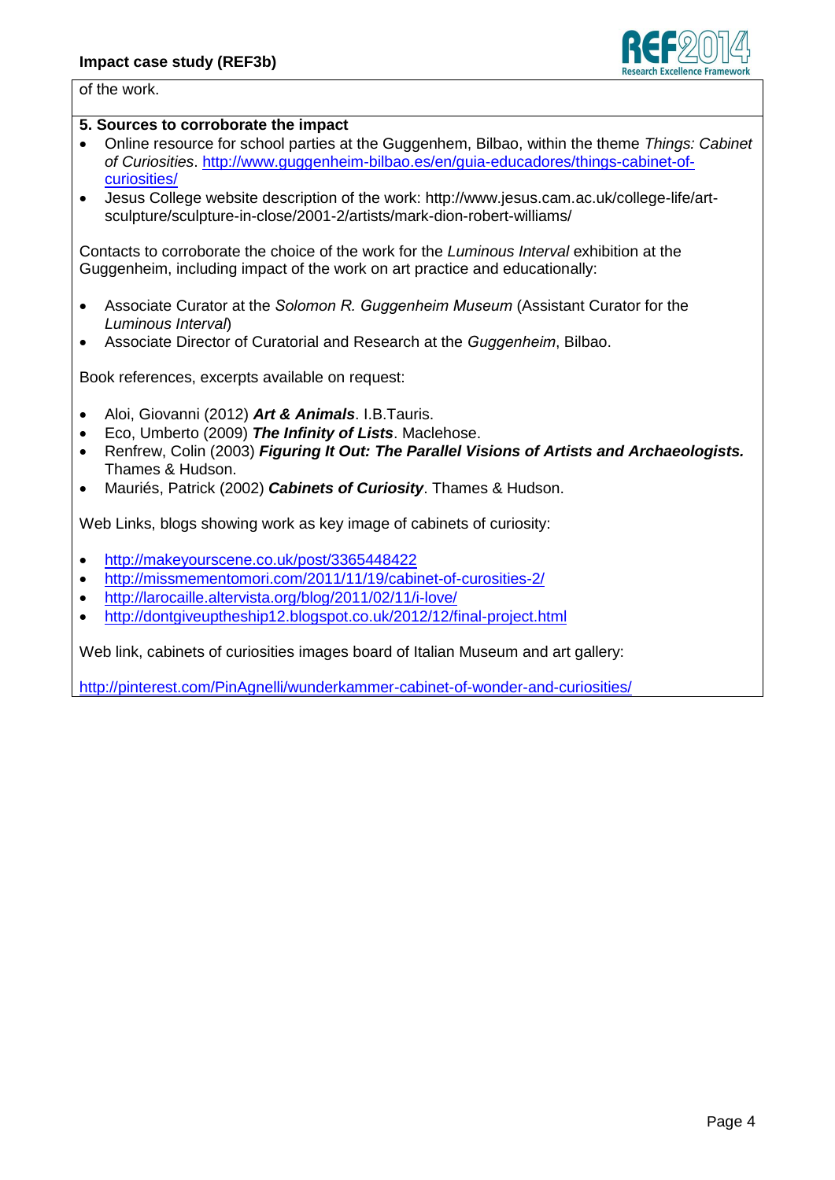of the work.

**5. Sources to corroborate the impact**

- Online resource for school parties at the Guggenhem, Bilbao, within the theme *Things: Cabinet of Curiosities*. http://www.guggenheim-bilbao.es/en/guia-educadores/things-cabinet-of-curiosities/
- Jesus College website description of the work: http://www.jesus.cam.ac.uk/college-life/art-sculpture/sculpture-in-close/2001-2/artists/mark-dion-robert-williams/

Contacts to corroborate the choice of the work for the *Luminous Interval* exhibition at the Guggenheim, including impact of the work on art practice and educationally:

- Associate Curator at the *Solomon R. Guggenheim Museum* (Assistant Curator for the *Luminous Interval*)
- Associate Director of Curatorial and Research at the *Guggenheim*, Bilbao.

Book references, excerpts available on request:

- Aloi, Giovanni (2012) ***Art & Animals***. I.B.Tauris.
- Eco, Umberto (2009) ***The Infinity of Lists***. Maclehose.
- Renfrew, Colin (2003) ***Figuring It Out: The Parallel Visions of Artists and Archaeologists.*** Thames & Hudson.
- Mauriés, Patrick (2002) ***Cabinets of Curiosity***. Thames & Hudson.

Web Links, blogs showing work as key image of cabinets of curiosity:

- http://makeyourscene.co.uk/post/3365448422
- http://missmementomori.com/2011/11/19/cabinet-of-curosities-2/
- http://larocaille.altervista.org/blog/2011/02/11/i-love/
- http://dontgiveuptheship12.blogspot.co.uk/2012/12/final-project.html

Web link, cabinets of curiosities images board of Italian Museum and art gallery:

http://pinterest.com/PinAgnelli/wunderkammer-cabinet-of-wonder-and-curiosities/